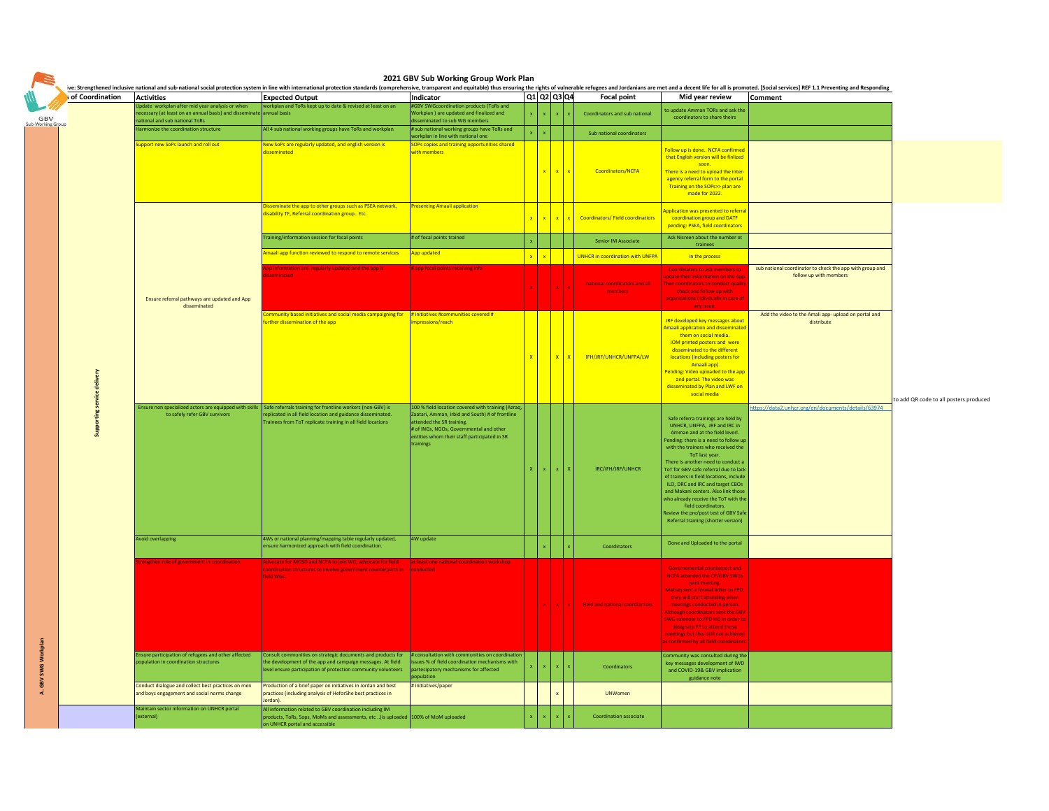# 2021 GBV Sub Working Group Work Plan

ive: Strengthened inclusive national and sub-national social protection system in line with international protection standards (comprehensive, transparent and equitable) thus ensuring the rights of vulnerable refugees and Jordanians are met and a decent life for all is promoted. [Social services] REF 1.1 Preventing and Responding

| | s of Coordination | Activities | Expected Output | Indicator | Q1 | Q2 | Q3 | Q4 | Focal point | Mid year review | Comment | |
|---|---|---|---|---|---|---|---|---|---|---|---|---|
| A. GBV SWG Workplan | Supporting service delivery | Update workplan after mid year analysis or when necessary (at least on an annual basis) and disseminate national and sub national ToRs | workplan and ToRs kept up to date & revised at least on an annual basis | #GBV SWGcoordination products (ToRs and Workplan ) are updated and finalized and disseminated to sub WG members | x | x | x | x | Coordinators and sub national | to update Amman TORs and ask the coordinators to share theirs | | |
| | | Harmonize the coordination structure | All 4 sub national working groups have ToRs and workplan | # sub national working groups have ToRs and workplan in line with national one | x | x | | | Sub national coordinators | | | |
| | | Support new SoPs launch and roll out | New SoPs are regularly updated, and english version is disseminated | SOPs copies and training opportunities shared with members | | x | x | x | Coordinators/NCFA | Follow up is done.. NCFA confirmed that English version will be finlized soon. There is a need to upload the inter-agency referral form to the portal Training on the SOPs>> plan are made for 2022. | | |
| | | Ensure referral pathways are updated and App disseminated | Disseminate the app to other groups such as PSEA network, disability TF, Referral coordination group.. Etc. | Presenting Amaali application | x | x | x | x | Coordinators/ Field coordinators | Application was presented to referral coordination group and DATF pending: PSEA, field coordinators | | |
| | | | Training/information session for focal points | # of focal points trained | x | | | | Senior IM Associate | Ask Nisreen about the number ot trainees | | |
| | | | Amaali app function reviewed to respond to remote services | App updated | x | x | | | UNHCR in coordination with UNFPA | in the process | | |
| | | | App information are regularly updated and the app is disseminated | # app focal points receiving info | x | | x | x | national coordinators and all members | Coordinators to ask members to update their information on the App. Than coordinators to conduct quality check and follow up with organizations individually in case of any issue | sub national coordinator to check the app with group and follow up with members | |
| | | | Community based initiatives and social media campaigning for further dissemination of the app | # initiatives #communities covered # impressions/reach | X | | X | X | IFH/JRF/UNHCR/UNFPA/LW | JRF developed key messages about Amaali application and disseminated them on social media. IOM printed posters and were disseminated to the different locations (including posters for Amaali app) Pending: Video uploaded to the app and portal. The video was disseminated by Plan and LWF on social media | Add the video to the Amali app- upload on portal and distribute | to add QR code to all posters produced |
| | | Ensure non specialized actors are equipped with skills to safely refer GBV survivors | Safe referrals training for frontline workers (non-GBV) is replicated in all field location and guidance disseminated. Trainees from ToT replicate training in all field locations | 100 % field location covered with training (Azraq, Zaatari, Amman, Irbid and South) # of frontline attended the SR training. # of INGs, NGOs, Governmental and other entities whom their staff participated in SR trainings | X | x | x | X | IRC/IFH/JRF/UNHCR | Safe referra trainings are held by UNHCR, UNFPA, JRF and IRC in Amman and at the field leverl. Pending: there is a need to follow up with the trainers who received the ToT last year. There is another need to conduct a ToT for GBV safe referral due to lack of trainers in field locations, include ILO, DRC and IRC and target CBOs and Makani centers. Also link those who already receive the ToT with the field coordinators. Review the pre/post test of GBV Safe Referral training (shorter version) | https://data2.unhcr.org/en/documents/details/63974 | |
| | | Avoid overlapping | 4Ws or national planning/mapping table regularly updated, ensure harmonized approach with field coordination. | 4W update | | x | | x | Coordinators | Done and Uploaded to the portal | | |
| | | Strengthen role of government in coordination | Advocate for MOSD and NCFA to join WG, advocate for field coordination strucures to involve government counterparts in field WGs. | at least one national coordination workshop conducted | | x | x | x | Field and national coordinators | Governmental counterpart and NCFA attended the CP/GBV SWGs joint meeting. Mafraq sent a formal letter to FPD, they will start attending when meetings conducted in person. Although coordinators sent the GBV SWG calendar to FPD HQ in order to designate FP to attend those meetings but this still not achieved as confirmed by all field coordinators | | |
| | | Ensure participation of refugees and other affected population in coordination structures | Consult communities on strategic documents and products for the development of the app and campaign messages. At field level ensure participation of protection community volunteers | # consultation with communities on coordination issues % of field coordination mechanisms with partecipatory mechanisms for affected population | x | x | x | x | Coordinators | Community was consulted during the key messages development of IWD and COVID-19& GBV implication guidance note | | |
| | | Conduct dialogue and collect best practices on men and boys engagement and social norms change | Production of a brief paper on initiatives in Jordan and best practices (including analysis of HeforShe best practices in Jordan). | # initiatives/paper | | | x | | UNWomen | | | |
| | | Maintain sector information on UNHCR portal (external) | All information related to GBV coordination including IM products, ToRs, Sops, MoMs and assessments, etc ..)is uploaded on UNHCR portal and accessible | 100% of MoM uploaded | x | x | x | x | Coordination associate | | | |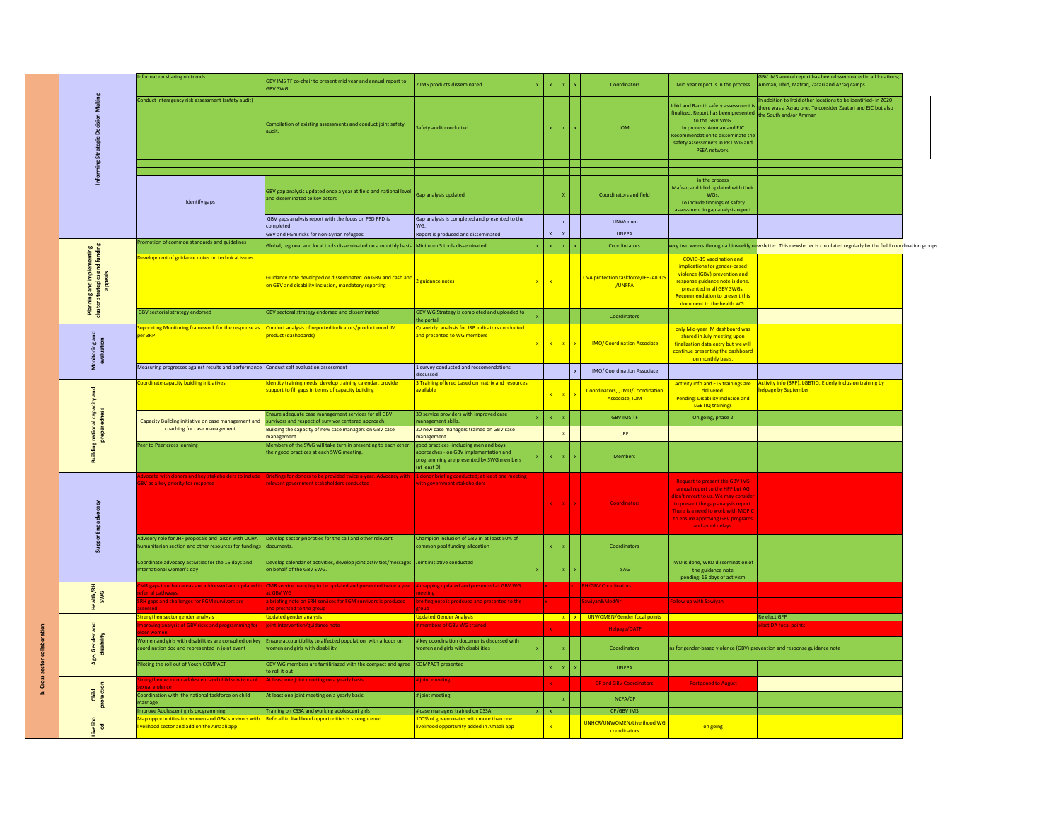| | | | | | | | | | | | |
|---|---|---|---|---|---|---|---|---|---|---|---|
| | Informing Strategic Decision Making | Information sharing on trends | GBV IMS TF co-chair to present mid year and annual report to GBV SWG | 2 IMS products disseminated | x | x | x | x | Coordinators | Mid year report is in the process | GBV IMS annual report has been disseminated in all locations; Amman, Irbid, Mafraq, Zatari and Azraq camps |
| | | Conduct interagency risk assessment (safety audit) | Compilation of existing assessments and conduct joint safety audit. | Safety audit conducted | | x | x | x | IOM | Irbid and Ramth safety assessment is finalized. Report has been presented to the GBV SWG. In process: Amman and EJC Recommendation to disseminate the safety assessmnets in PRT WG and PSEA network. | In addition to Irbid other locations to be identified- in 2020 there was a Azraq one. To consider Zaatari and EJC but also the South and/or Amman |
| | | Identify gaps | GBV gap analysis updated once a year at field and national level and disseminated to key actors | Gap analysis updated | | | X | | Coordinators and field | In the process Mafraq and Irbid updated with their WGs. To include findings of safety assessment in gap analysis report | |
| | | | GBV gaps analysis report with the focus on PSD FPD is completed | Gap analysis is completed and presented to the WG. | | | x | | UNWomen | | |
| | | | GBV and FGm risks for non-Syrian refugees | Report is produced and disseminated | | X | X | | UNFPA | | |
| | Planning and implementing cluster strategies and funding appeals | Promotion of common standards and guidelines | Global, regional and local tools disseminated on a monthly basis | Minimum 5 tools disseminated | x | x | x | x | Coordintators | very two weeks through a bi-weekly newsletter. This newsletter is circulated regularly by the field coordination groups | |
| | | Development of guidance notes on technical issues | Guidance note developed or disseminated on GBV and cash and on GBV and disability inclusion, mandatory reporting | 2 guidance notes | x | x | | | CVA protection taskforce/IFH-AIDOS /UNFPA | COVID-19 vaccination and implications for gender-based violence (GBV) prevention and response guidance note is done, presented in all GBV SWGs. Recommendation to present this document to the health WG. | |
| | | GBV sectorial strategy endorsed | GBV sectoral strategy endorsed and disseminated | GBV WG Strategy is completed and uploaded to the portal | x | | | | Coordinators | | |
| | Monitoring and evaluation | Supporting Monitoring framework for the response as per 3RP | Conduct analysis of reported indicators/production of IM product (dashboards) | Quaretrly analysis for JRP indicators conducted and presented to WG members | x | x | x | x | IMO/ Coordination Associate | only Mid-year IM dashboard was shared in July meeting upon finalization data entry but we will continue presenting the dashboard on monthly basis. | |
| | | Measuring progresses against results and performance | Conduct self evaluation assessment | 1 survey conducted and reccomendations discussed | | | | x | IMO/ Coordination Associate | | |
| | Building national capacity and preparedness | Coordinate capacity buidling initiatives | Identity training needs, develop training calendar, provide support to fill gaps in terms of capacity building | 3 Training offered based on matrix and resources available | | x | x | x | Coordinators, , IMO/Coordination Associate, IOM | Activity info and FTS trainings are delivered. Pending: Disability inclusion and LGBTIQ trainings | Activity info (3RP), LGBTIQ, Elderly inclusion training by helpage by September |
| | | Capacity Building initiative on case management and coaching for case management | Ensure adequate case management services for all GBV survivors and respect of survivor centered approach. | 30 service providers with improved case management skills. | x | x | x | | GBV IMS TF | On going, phase 2 | |
| | | | Building the capacity of new case managers on GBV case management | 20 new case managers trained on GBV case management | | | x | | JRF | | |
| | | Peer to Peer cross learning | Members of the SWG will take turn in presenting to each other their good practices at each SWG meeting. | good practices -including men and boys approaches - on GBV implementation and programming are presented by SWG members (at least 9) | x | x | x | x | Members | | |
| | Supporting advocacy | Advocate with donors and key stakeholders to include GBV as a key priority for response | Briefings for donors to be provided twice a year. Advocacy with relevant government stakeholders conducted | 1 donor briefing conducted; at least one meeting with government stakeholders | | x | x | x | Coordinators | Request to present the GBV IMS annual report to the HFF but AG didn't revert to us. We may consider to present the gap analysis report. There is a need to work with MOPIC to ensure approving GBV programs and avoid delays. | |
| | | Advisory role for JHF proposals and laison with OCHA humanitarian section and other resources for fundings | Develop sector priorities for the call and other relevant documents. | Champion inclusion of GBV in at least 50% of common pool funding allocation | | x | x | | Coordinators | | |
| | | Coordinate advocacy activities for the 16 days and International women's day | Develop calendar of activities, develop joint activities/messages on behalf of the GBV SWG. | Joint initiative conducted | x | | x | x | SAG | IWD is done, WRD dissemination of the guidance note pending: 16 days of activism | |
| b. Cross sector collaboration | Health/RH SWG | CMR gaps in urban areas are addressed and updated in referral pathways | CMR service mapping to be updated and presented twice a year at GBV WG | # mapping updated and presented at GBV WG meeting | | x | | x | RH/GBV Coordinators | | |
| | | SRH gaps and challenges for FGM survivors are assessed | a briefing note on SRH services for FGM survivors is produced and presnted to the group | briefing note is produced and presented to the group | | x | | | Sawiyan&MedAir | Follow up with Sawiyan | |
| | Age, Gender and disability | Strengthen sector gender analysis | Updated gender analysis | Updated Gender Analysis | | | x | x | UNWOMEN/Gender focal points | | Re elect GFP |
| | | Improving analysis of GBV risks and programming for older women | Joint intervention/guidance note | # members of GBV WG trained | | x | | | Helpage/DATF | | elect DA focal points |
| | | Women and girls with disabilities are consulted on key coordination doc and represented in joint event | Ensure accountibility to affected population with a focus on women and girls with disability. | # key coordination documents discussed with women and girls with disabilities | x | | x | | Coordinators | ns for gender-based violence (GBV) prevention and response guidance note | |
| | | Piloting the roll out of Youth COMPACT | GBV WG members are familiriazed with the compact and agree to roll it out | COMPACT presented | | X | X | X | UNFPA | | |
| | Child protection | Strengthen work on adolescent and child survivors of sexual violence | At least one joint meeting on a yearly basis | # joint meeting | | x | | | CP and GBV Coordinators | Postponed to August | |
| | | Coordination with the national taskforce on child marriage | At least one joint meeting on a yearly basis | # joint meeting | | | x | | NCFA/CP | | |
| | | Improve Adolescent girls programming | Training on CSSA and working adolescent girls | # case managers trained on CSSA | x | x | | | CP/GBV IMS | | |
| | Livelihood | Map opportunities for women and GBV survivors with livelihood sector and add on the Amaali app | Referall to livelihood opportunities is strenghtened | 100% of governorates with more than one livelihood opportunity added in Amaali app | | x | | | UNHCR/UNWOMEN/Livelihood WG coordinators | on going | |